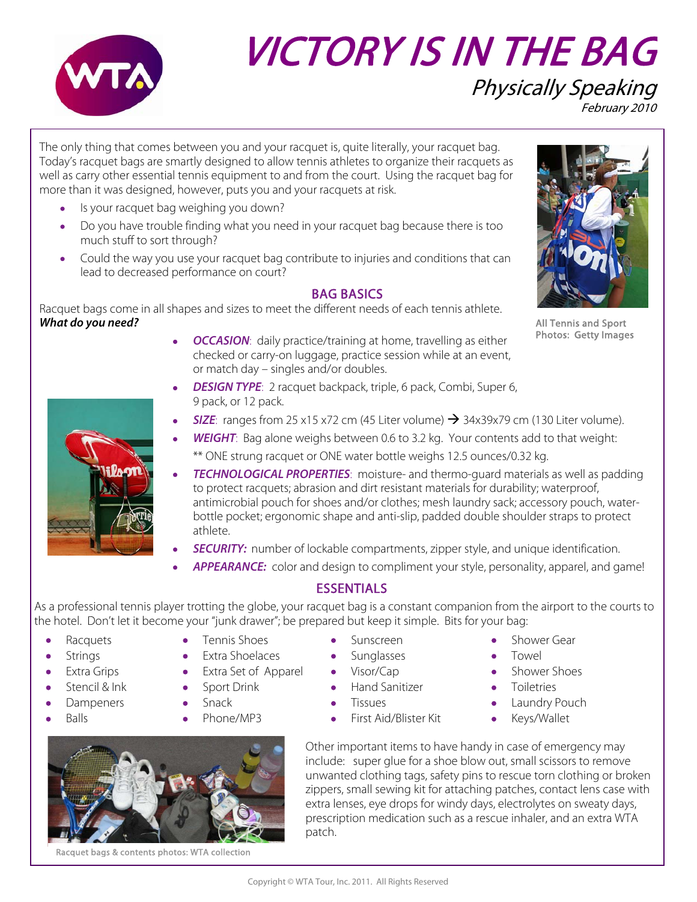# VICTORY IS IN THE BAG

## *Physically Speaking*

*February 2010*

The only thing that comes between you and your racquet is, quite literally, your racquet bag. Today's racquet bags are smartly designed to allow tennis athletes to organize their racquets as well as carry other essential tennis equipment to and from the court. Using the racquet bag for more than it was designed, however, puts you and your racquets at risk.

- Is your racquet bag weighing you down?
- Do you have trouble finding what you need in your racquet bag because there is too much stuff to sort through?
- Could the way you use your racquet bag contribute to injuries and conditions that can lead to decreased performance on court?

All Tennis and Sport Photos: Getty Images

## BAG BASICS

Racquet bags come in all shapes and sizes to meet the different needs of each tennis athlete. ***What do you need?***

- ***OCCASION***: daily practice/training at home, travelling as either checked or carry-on luggage, practice session while at an event, or match day – singles and/or doubles.
- ***DESIGN TYPE***: 2 racquet backpack, triple, 6 pack, Combi, Super 6, 9 pack, or 12 pack.
- ***SIZE***: ranges from 25 x15 x72 cm (45 Liter volume) → 34x39x79 cm (130 Liter volume).
- ***WEIGHT***: Bag alone weighs between 0.6 to 3.2 kg. Your contents add to that weight: ** ONE strung racquet or ONE water bottle weighs 12.5 ounces/0.32 kg.
- ***TECHNOLOGICAL PROPERTIES***: moisture- and thermo-guard materials as well as padding to protect racquets; abrasion and dirt resistant materials for durability; waterproof, antimicrobial pouch for shoes and/or clothes; mesh laundry sack; accessory pouch, water-bottle pocket; ergonomic shape and anti-slip, padded double shoulder straps to protect athlete.
- ***SECURITY:*** number of lockable compartments, zipper style, and unique identification.
- ***APPEARANCE:*** color and design to compliment your style, personality, apparel, and game!

## ESSENTIALS

As a professional tennis player trotting the globe, your racquet bag is a constant companion from the airport to the courts to the hotel. Don't let it become your "junk drawer"; be prepared but keep it simple. Bits for your bag:

- Racquets
- Strings
- Extra Grips
- Stencil & Ink
- Dampeners
- Balls
- Tennis Shoes
- Extra Shoelaces
- Extra Set of Apparel
- Sport Drink
- Snack
- Phone/MP3
- Sunscreen
- Sunglasses
- Visor/Cap
- Hand Sanitizer
- Tissues
- First Aid/Blister Kit
- Shower Gear
- Towel
- Shower Shoes
- Toiletries
- Laundry Pouch
- Keys/Wallet

Racquet bags & contents photos: WTA collection

Other important items to have handy in case of emergency may include: super glue for a shoe blow out, small scissors to remove unwanted clothing tags, safety pins to rescue torn clothing or broken zippers, small sewing kit for attaching patches, contact lens case with extra lenses, eye drops for windy days, electrolytes on sweaty days, prescription medication such as a rescue inhaler, and an extra WTA patch.

Copyright © WTA Tour, Inc. 2011. All Rights Reserved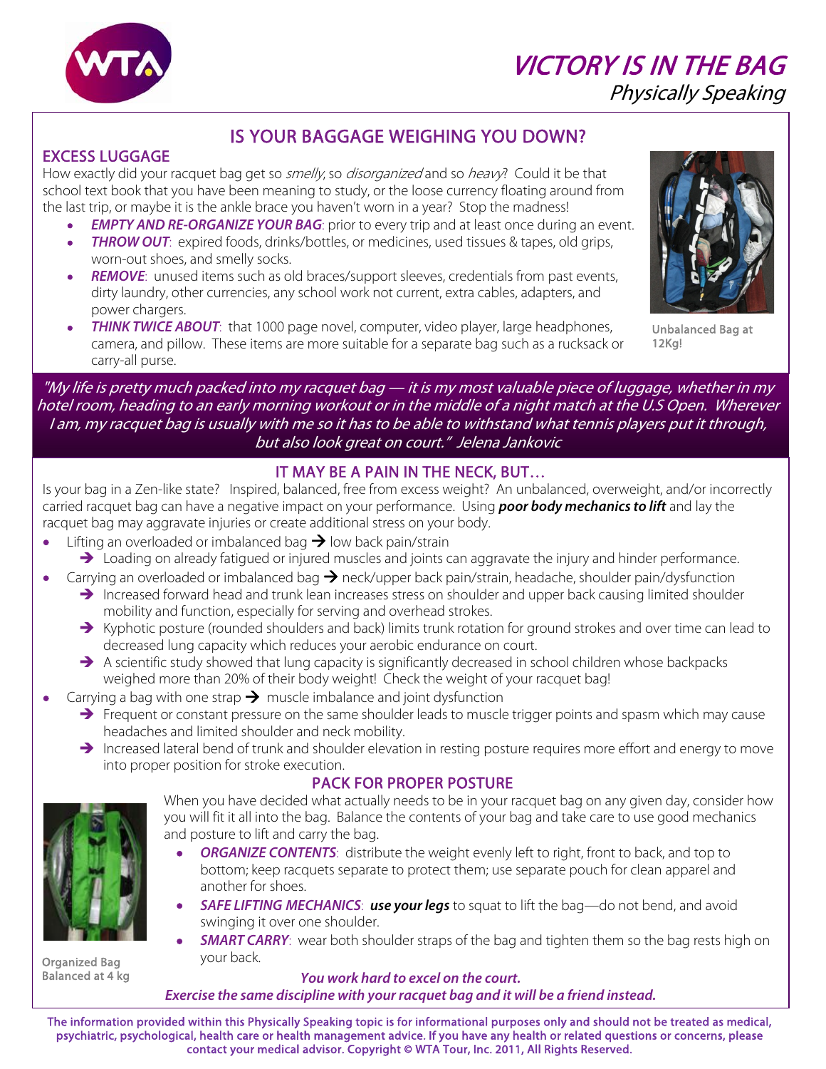# VICTORY IS IN THE BAG

*Physically Speaking*

## IS YOUR BAGGAGE WEIGHING YOU DOWN?

### EXCESS LUGGAGE

How exactly did your racquet bag get so *smelly*, so *disorganized* and so *heavy*? Could it be that school text book that you have been meaning to study, or the loose currency floating around from the last trip, or maybe it is the ankle brace you haven't worn in a year? Stop the madness!

- ***EMPTY AND RE-ORGANIZE YOUR BAG***: prior to every trip and at least once during an event.
- ***THROW OUT***: expired foods, drinks/bottles, or medicines, used tissues & tapes, old grips, worn-out shoes, and smelly socks.
- ***REMOVE***: unused items such as old braces/support sleeves, credentials from past events, dirty laundry, other currencies, any school work not current, extra cables, adapters, and power chargers.
- ***THINK TWICE ABOUT***: that 1000 page novel, computer, video player, large headphones, camera, and pillow. These items are more suitable for a separate bag such as a rucksack or carry-all purse.

Unbalanced Bag at 12Kg!

*"My life is pretty much packed into my racquet bag — it is my most valuable piece of luggage, whether in my hotel room, heading to an early morning workout or in the middle of a night match at the U.S Open. Wherever I am, my racquet bag is usually with me so it has to be able to withstand what tennis players put it through, but also look great on court." Jelena Jankovic*

## IT MAY BE A PAIN IN THE NECK, BUT…

Is your bag in a Zen-like state? Inspired, balanced, free from excess weight? An unbalanced, overweight, and/or incorrectly carried racquet bag can have a negative impact on your performance. Using ***poor body mechanics to lift*** and lay the racquet bag may aggravate injuries or create additional stress on your body.

- Lifting an overloaded or imbalanced bag → low back pain/strain
  - → Loading on already fatigued or injured muscles and joints can aggravate the injury and hinder performance.
- Carrying an overloaded or imbalanced bag → neck/upper back pain/strain, headache, shoulder pain/dysfunction
  - → Increased forward head and trunk lean increases stress on shoulder and upper back causing limited shoulder mobility and function, especially for serving and overhead strokes.
  - → Kyphotic posture (rounded shoulders and back) limits trunk rotation for ground strokes and over time can lead to decreased lung capacity which reduces your aerobic endurance on court.
  - → A scientific study showed that lung capacity is significantly decreased in school children whose backpacks weighed more than 20% of their body weight! Check the weight of your racquet bag!
- Carrying a bag with one strap → muscle imbalance and joint dysfunction
  - → Frequent or constant pressure on the same shoulder leads to muscle trigger points and spasm which may cause headaches and limited shoulder and neck mobility.
  - → Increased lateral bend of trunk and shoulder elevation in resting posture requires more effort and energy to move into proper position for stroke execution.

## PACK FOR PROPER POSTURE

When you have decided what actually needs to be in your racquet bag on any given day, consider how you will fit it all into the bag. Balance the contents of your bag and take care to use good mechanics and posture to lift and carry the bag.

- ***ORGANIZE CONTENTS***: distribute the weight evenly left to right, front to back, and top to bottom; keep racquets separate to protect them; use separate pouch for clean apparel and another for shoes.
- ***SAFE LIFTING MECHANICS***: ***use your legs*** to squat to lift the bag—do not bend, and avoid swinging it over one shoulder.
- ***SMART CARRY***: wear both shoulder straps of the bag and tighten them so the bag rests high on your back.

Organized Bag Balanced at 4 kg

***You work hard to excel on the court.***
***Exercise the same discipline with your racquet bag and it will be a friend instead.***

The information provided within this Physically Speaking topic is for informational purposes only and should not be treated as medical, psychiatric, psychological, health care or health management advice. If you have any health or related questions or concerns, please contact your medical advisor. Copyright © WTA Tour, Inc. 2011, All Rights Reserved.